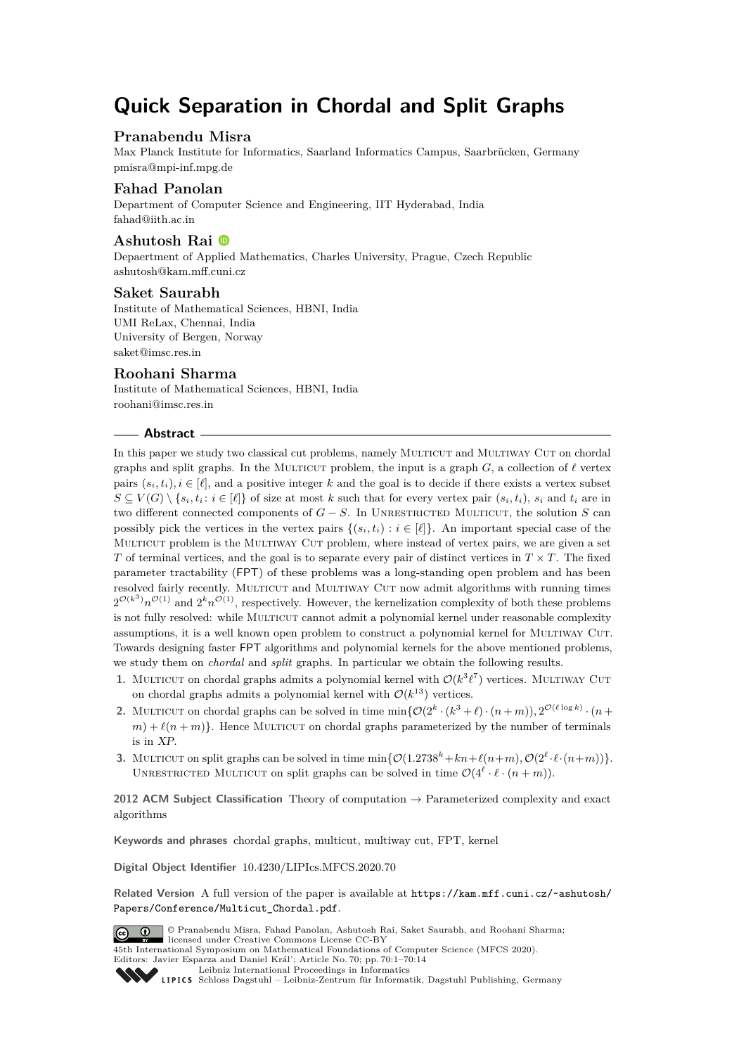# Quick Separation in Chordal and Split Graphs

**Pranabendu Misra**
Max Planck Institute for Informatics, Saarland Informatics Campus, Saarbrücken, Germany
pmisra@mpi-inf.mpg.de

**Fahad Panolan**
Department of Computer Science and Engineering, IIT Hyderabad, India
fahad@iith.ac.in

**Ashutosh Rai**
Depaertment of Applied Mathematics, Charles University, Prague, Czech Republic
ashutosh@kam.mff.cuni.cz

**Saket Saurabh**
Institute of Mathematical Sciences, HBNI, India
UMI ReLax, Chennai, India
University of Bergen, Norway
saket@imsc.res.in

**Roohani Sharma**
Institute of Mathematical Sciences, HBNI, India
roohani@imsc.res.in

## Abstract

In this paper we study two classical cut problems, namely Multicut and Multiway Cut on chordal graphs and split graphs. In the Multicut problem, the input is a graph $G$, a collection of $\ell$ vertex pairs $(s_i, t_i), i \in [\ell]$, and a positive integer $k$ and the goal is to decide if there exists a vertex subset $S \subseteq V(G) \setminus \{s_i, t_i : i \in [\ell]\}$ of size at most $k$ such that for every vertex pair $(s_i, t_i)$, $s_i$ and $t_i$ are in two different connected components of $G - S$. In Unrestricted Multicut, the solution $S$ can possibly pick the vertices in the vertex pairs $\{(s_i, t_i) : i \in [\ell]\}$. An important special case of the Multicut problem is the Multiway Cut problem, where instead of vertex pairs, we are given a set $T$ of terminal vertices, and the goal is to separate every pair of distinct vertices in $T \times T$. The fixed parameter tractability (FPT) of these problems was a long-standing open problem and has been resolved fairly recently. Multicut and Multiway Cut now admit algorithms with running times $2^{\mathcal{O}(k^3)} n^{\mathcal{O}(1)}$ and $2^k n^{\mathcal{O}(1)}$, respectively. However, the kernelization complexity of both these problems is not fully resolved: while Multicut cannot admit a polynomial kernel under reasonable complexity assumptions, it is a well known open problem to construct a polynomial kernel for Multiway Cut. Towards designing faster FPT algorithms and polynomial kernels for the above mentioned problems, we study them on *chordal* and *split* graphs. In particular we obtain the following results.

1. Multicut on chordal graphs admits a polynomial kernel with $\mathcal{O}(k^3 \ell^7)$ vertices. Multiway Cut on chordal graphs admits a polynomial kernel with $\mathcal{O}(k^{13})$ vertices.
2. Multicut on chordal graphs can be solved in time $\min\{\mathcal{O}(2^k \cdot (k^3 + \ell) \cdot (n + m)), 2^{\mathcal{O}(\ell \log k)} \cdot (n + m) + \ell(n + m)\}$. Hence Multicut on chordal graphs parameterized by the number of terminals is in *XP*.
3. Multicut on split graphs can be solved in time $\min\{\mathcal{O}(1.2738^k + kn + \ell(n+m), \mathcal{O}(2^\ell \cdot \ell \cdot (n+m))\}$. Unrestricted Multicut on split graphs can be solved in time $\mathcal{O}(4^\ell \cdot \ell \cdot (n + m))$.

**2012 ACM Subject Classification** Theory of computation → Parameterized complexity and exact algorithms

**Keywords and phrases** chordal graphs, multicut, multiway cut, FPT, kernel

**Digital Object Identifier** 10.4230/LIPIcs.MFCS.2020.70

**Related Version** A full version of the paper is available at `https://kam.mff.cuni.cz/~ashutosh/Papers/Conference/Multicut_Chordal.pdf`.

© Pranabendu Misra, Fahad Panolan, Ashutosh Rai, Saket Saurabh, and Roohani Sharma; licensed under Creative Commons License CC-BY
45th International Symposium on Mathematical Foundations of Computer Science (MFCS 2020).
Editors: Javier Esparza and Daniel Král'; Article No. 70; pp. 70:1–70:14
Leibniz International Proceedings in Informatics
Schloss Dagstuhl – Leibniz-Zentrum für Informatik, Dagstuhl Publishing, Germany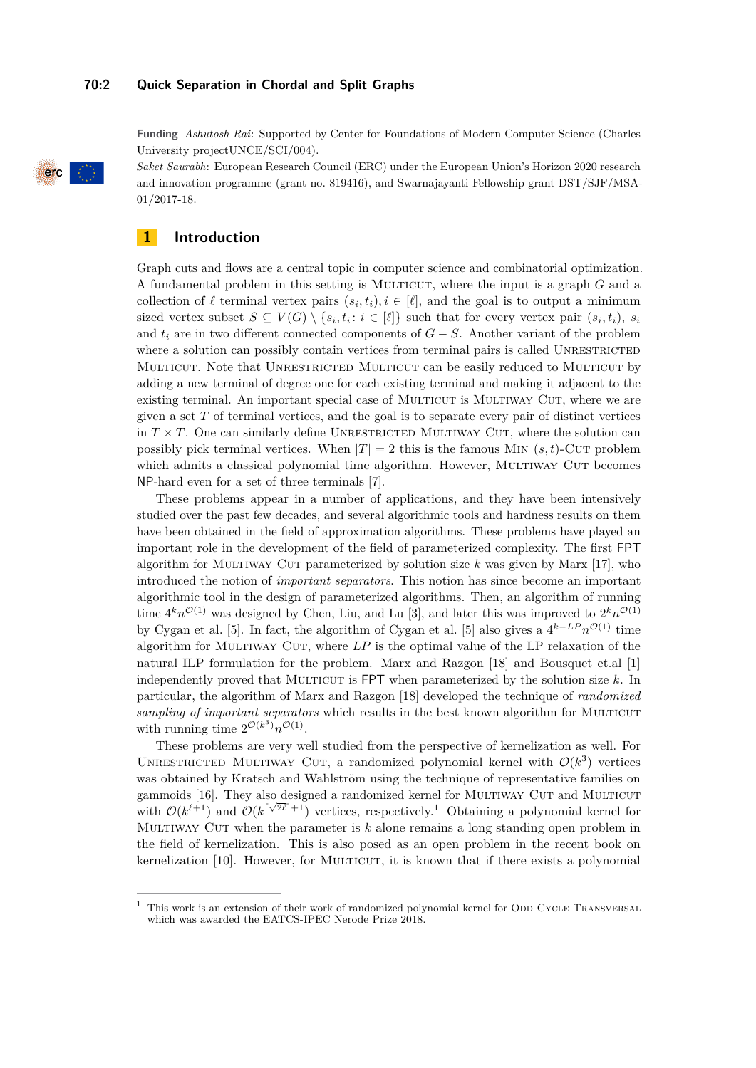**Funding** *Ashutosh Rai*: Supported by Center for Foundations of Modern Computer Science (Charles University projectUNCE/SCI/004).

*Saket Saurabh*: European Research Council (ERC) under the European Union's Horizon 2020 research and innovation programme (grant no. 819416), and Swarnajayanti Fellowship grant DST/SJF/MSA-01/2017-18.

## 1 Introduction

Graph cuts and flows are a central topic in computer science and combinatorial optimization. A fundamental problem in this setting is MULTICUT, where the input is a graph $G$ and a collection of $\ell$ terminal vertex pairs $(s_i, t_i), i \in [\ell]$, and the goal is to output a minimum sized vertex subset $S \subseteq V(G) \setminus \{s_i, t_i : i \in [\ell]\}$ such that for every vertex pair $(s_i, t_i)$, $s_i$ and $t_i$ are in two different connected components of $G - S$. Another variant of the problem where a solution can possibly contain vertices from terminal pairs is called UNRESTRICTED MULTICUT. Note that UNRESTRICTED MULTICUT can be easily reduced to MULTICUT by adding a new terminal of degree one for each existing terminal and making it adjacent to the existing terminal. An important special case of MULTICUT is MULTIWAY CUT, where we are given a set $T$ of terminal vertices, and the goal is to separate every pair of distinct vertices in $T \times T$. One can similarly define UNRESTRICTED MULTIWAY CUT, where the solution can possibly pick terminal vertices. When $|T| = 2$ this is the famous MIN $(s,t)$-CUT problem which admits a classical polynomial time algorithm. However, MULTIWAY CUT becomes NP-hard even for a set of three terminals [7].

These problems appear in a number of applications, and they have been intensively studied over the past few decades, and several algorithmic tools and hardness results on them have been obtained in the field of approximation algorithms. These problems have played an important role in the development of the field of parameterized complexity. The first FPT algorithm for MULTIWAY CUT parameterized by solution size $k$ was given by Marx [17], who introduced the notion of *important separators*. This notion has since become an important algorithmic tool in the design of parameterized algorithms. Then, an algorithm of running time $4^k n^{\mathcal{O}(1)}$ was designed by Chen, Liu, and Lu [3], and later this was improved to $2^k n^{\mathcal{O}(1)}$ by Cygan et al. [5]. In fact, the algorithm of Cygan et al. [5] also gives a $4^{k-LP} n^{\mathcal{O}(1)}$ time algorithm for MULTIWAY CUT, where $LP$ is the optimal value of the LP relaxation of the natural ILP formulation for the problem. Marx and Razgon [18] and Bousquet et.al [1] independently proved that MULTICUT is FPT when parameterized by the solution size $k$. In particular, the algorithm of Marx and Razgon [18] developed the technique of *randomized sampling of important separators* which results in the best known algorithm for MULTICUT with running time $2^{\mathcal{O}(k^3)} n^{\mathcal{O}(1)}$.

These problems are very well studied from the perspective of kernelization as well. For UNRESTRICTED MULTIWAY CUT, a randomized polynomial kernel with $\mathcal{O}(k^3)$ vertices was obtained by Kratsch and Wahlström using the technique of representative families on gammoids [16]. They also designed a randomized kernel for MULTIWAY CUT and MULTICUT with $\mathcal{O}(k^{\ell+1})$ and $\mathcal{O}(k^{\lceil \sqrt{2\ell} \rceil + 1})$ vertices, respectively.[1] Obtaining a polynomial kernel for MULTIWAY CUT when the parameter is $k$ alone remains a long standing open problem in the field of kernelization. This is also posed as an open problem in the recent book on kernelization [10]. However, for MULTICUT, it is known that if there exists a polynomial

[1] This work is an extension of their work of randomized polynomial kernel for ODD CYCLE TRANSVERSAL which was awarded the EATCS-IPEC Nerode Prize 2018.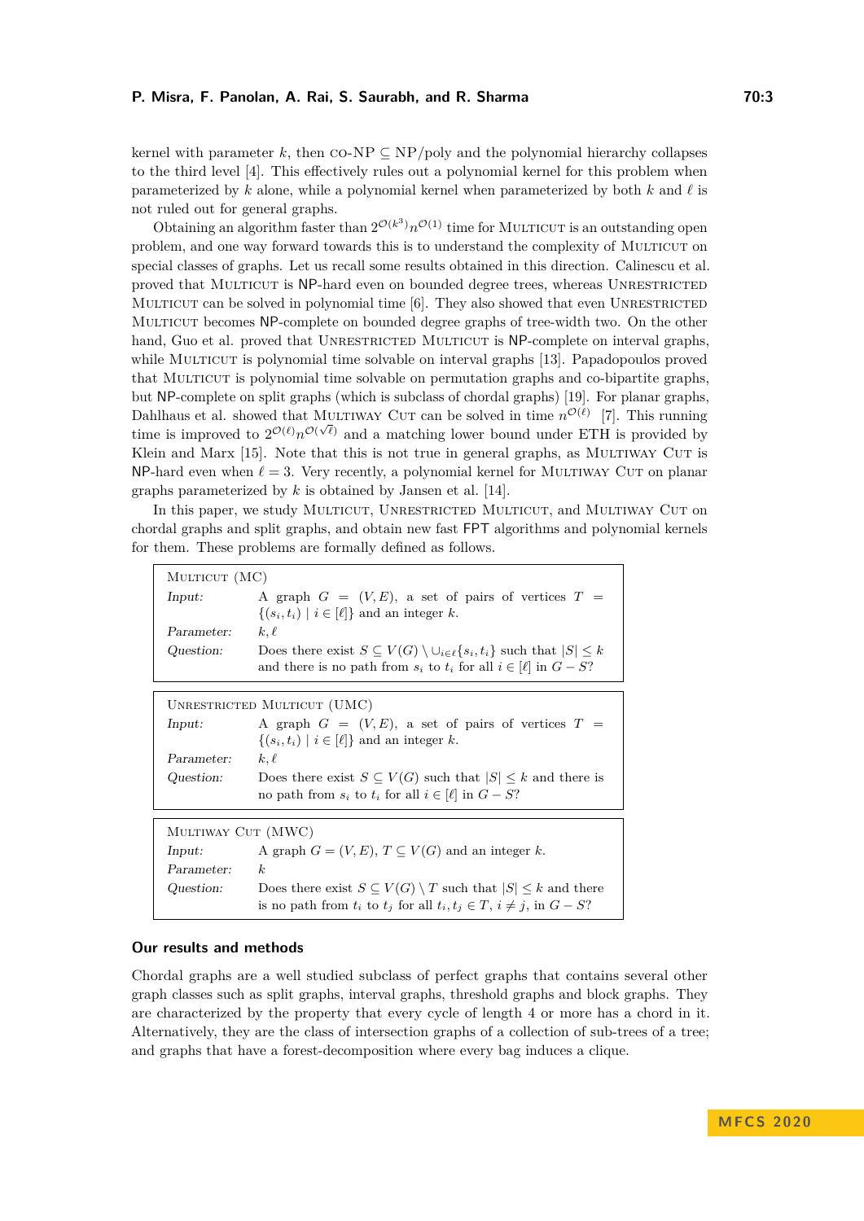kernel with parameter $k$, then CO-NP $\subseteq$ NP/poly and the polynomial hierarchy collapses to the third level [4]. This effectively rules out a polynomial kernel for this problem when parameterized by $k$ alone, while a polynomial kernel when parameterized by both $k$ and $\ell$ is not ruled out for general graphs.

Obtaining an algorithm faster than $2^{\mathcal{O}(k^3)}n^{\mathcal{O}(1)}$ time for MULTICUT is an outstanding open problem, and one way forward towards this is to understand the complexity of MULTICUT on special classes of graphs. Let us recall some results obtained in this direction. Calinescu et al. proved that MULTICUT is NP-hard even on bounded degree trees, whereas UNRESTRICTED MULTICUT can be solved in polynomial time [6]. They also showed that even UNRESTRICTED MULTICUT becomes NP-complete on bounded degree graphs of tree-width two. On the other hand, Guo et al. proved that UNRESTRICTED MULTICUT is NP-complete on interval graphs, while MULTICUT is polynomial time solvable on interval graphs [13]. Papadopoulos proved that MULTICUT is polynomial time solvable on permutation graphs and co-bipartite graphs, but NP-complete on split graphs (which is subclass of chordal graphs) [19]. For planar graphs, Dahlhaus et al. showed that MULTIWAY CUT can be solved in time $n^{\mathcal{O}(\ell)}$ [7]. This running time is improved to $2^{\mathcal{O}(\ell)}n^{\mathcal{O}(\sqrt{\ell})}$ and a matching lower bound under ETH is provided by Klein and Marx [15]. Note that this is not true in general graphs, as MULTIWAY CUT is NP-hard even when $\ell = 3$. Very recently, a polynomial kernel for MULTIWAY CUT on planar graphs parameterized by $k$ is obtained by Jansen et al. [14].

In this paper, we study MULTICUT, UNRESTRICTED MULTICUT, and MULTIWAY CUT on chordal graphs and split graphs, and obtain new fast FPT algorithms and polynomial kernels for them. These problems are formally defined as follows.

> MULTICUT (MC)
> *Input:* A graph $G = (V, E)$, a set of pairs of vertices $T = \{(s_i, t_i) \mid i \in [\ell]\}$ and an integer $k$.
> *Parameter:* $k, \ell$
> *Question:* Does there exist $S \subseteq V(G) \setminus \cup_{i \in \ell}\{s_i, t_i\}$ such that $|S| \leq k$ and there is no path from $s_i$ to $t_i$ for all $i \in [\ell]$ in $G - S$?

> UNRESTRICTED MULTICUT (UMC)
> *Input:* A graph $G = (V, E)$, a set of pairs of vertices $T = \{(s_i, t_i) \mid i \in [\ell]\}$ and an integer $k$.
> *Parameter:* $k, \ell$
> *Question:* Does there exist $S \subseteq V(G)$ such that $|S| \leq k$ and there is no path from $s_i$ to $t_i$ for all $i \in [\ell]$ in $G - S$?

> MULTIWAY CUT (MWC)
> *Input:* A graph $G = (V, E)$, $T \subseteq V(G)$ and an integer $k$.
> *Parameter:* $k$
> *Question:* Does there exist $S \subseteq V(G) \setminus T$ such that $|S| \leq k$ and there is no path from $t_i$ to $t_j$ for all $t_i, t_j \in T$, $i \neq j$, in $G - S$?

## Our results and methods

Chordal graphs are a well studied subclass of perfect graphs that contains several other graph classes such as split graphs, interval graphs, threshold graphs and block graphs. They are characterized by the property that every cycle of length 4 or more has a chord in it. Alternatively, they are the class of intersection graphs of a collection of sub-trees of a tree; and graphs that have a forest-decomposition where every bag induces a clique.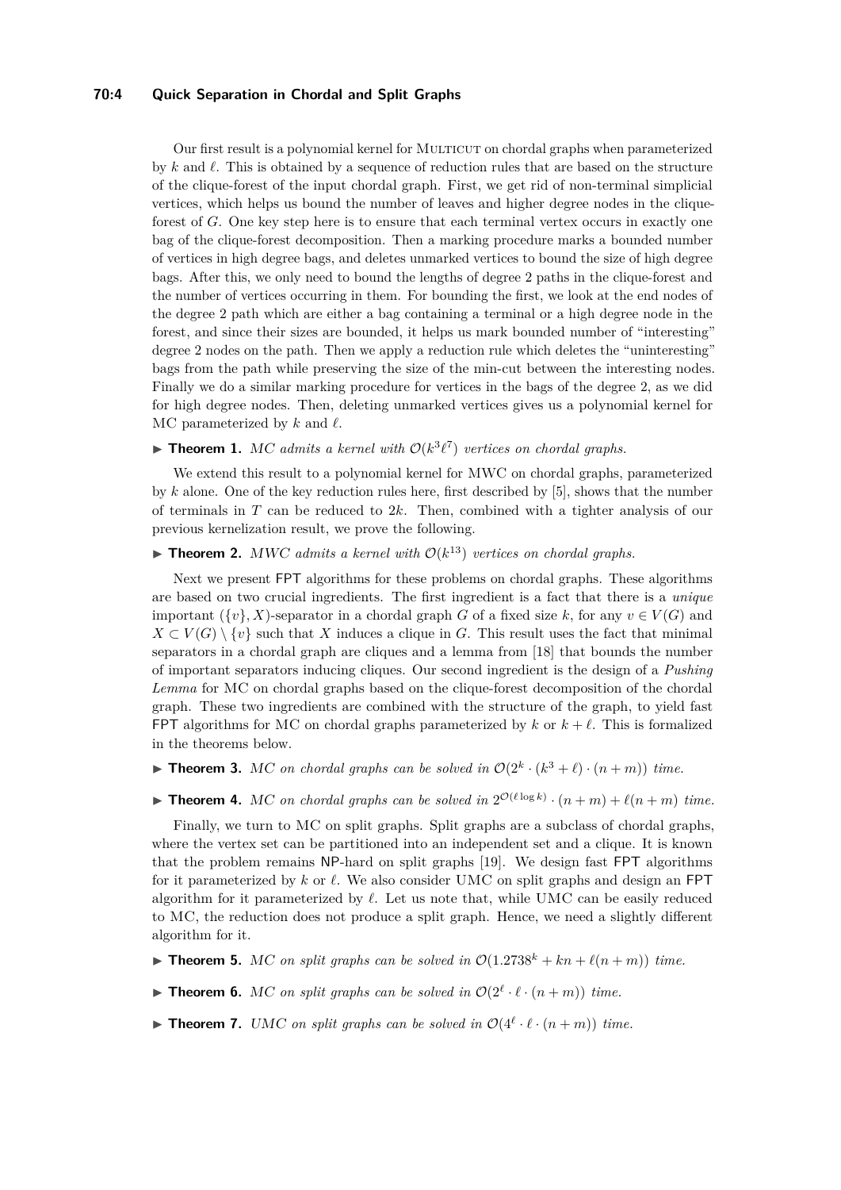Our first result is a polynomial kernel for Multicut on chordal graphs when parameterized by $k$ and $\ell$. This is obtained by a sequence of reduction rules that are based on the structure of the clique-forest of the input chordal graph. First, we get rid of non-terminal simplicial vertices, which helps us bound the number of leaves and higher degree nodes in the clique-forest of $G$. One key step here is to ensure that each terminal vertex occurs in exactly one bag of the clique-forest decomposition. Then a marking procedure marks a bounded number of vertices in high degree bags, and deletes unmarked vertices to bound the size of high degree bags. After this, we only need to bound the lengths of degree 2 paths in the clique-forest and the number of vertices occurring in them. For bounding the first, we look at the end nodes of the degree 2 path which are either a bag containing a terminal or a high degree node in the forest, and since their sizes are bounded, it helps us mark bounded number of "interesting" degree 2 nodes on the path. Then we apply a reduction rule which deletes the "uninteresting" bags from the path while preserving the size of the min-cut between the interesting nodes. Finally we do a similar marking procedure for vertices in the bags of the degree 2, as we did for high degree nodes. Then, deleting unmarked vertices gives us a polynomial kernel for MC parameterized by $k$ and $\ell$.

▶ **Theorem 1.** *MC admits a kernel with $\mathcal{O}(k^3\ell^7)$ vertices on chordal graphs.*

We extend this result to a polynomial kernel for MWC on chordal graphs, parameterized by $k$ alone. One of the key reduction rules here, first described by [5], shows that the number of terminals in $T$ can be reduced to $2k$. Then, combined with a tighter analysis of our previous kernelization result, we prove the following.

▶ **Theorem 2.** *MWC admits a kernel with $\mathcal{O}(k^{13})$ vertices on chordal graphs.*

Next we present FPT algorithms for these problems on chordal graphs. These algorithms are based on two crucial ingredients. The first ingredient is a fact that there is a *unique* important $(\{v\}, X)$-separator in a chordal graph $G$ of a fixed size $k$, for any $v \in V(G)$ and $X \subset V(G) \setminus \{v\}$ such that $X$ induces a clique in $G$. This result uses the fact that minimal separators in a chordal graph are cliques and a lemma from [18] that bounds the number of important separators inducing cliques. Our second ingredient is the design of a *Pushing Lemma* for MC on chordal graphs based on the clique-forest decomposition of the chordal graph. These two ingredients are combined with the structure of the graph, to yield fast FPT algorithms for MC on chordal graphs parameterized by $k$ or $k + \ell$. This is formalized in the theorems below.

▶ **Theorem 3.** *MC on chordal graphs can be solved in $\mathcal{O}(2^k \cdot (k^3 + \ell) \cdot (n + m))$ time.*

▶ **Theorem 4.** *MC on chordal graphs can be solved in $2^{\mathcal{O}(\ell \log k)} \cdot (n + m) + \ell(n + m)$ time.*

Finally, we turn to MC on split graphs. Split graphs are a subclass of chordal graphs, where the vertex set can be partitioned into an independent set and a clique. It is known that the problem remains NP-hard on split graphs [19]. We design fast FPT algorithms for it parameterized by $k$ or $\ell$. We also consider UMC on split graphs and design an FPT algorithm for it parameterized by $\ell$. Let us note that, while UMC can be easily reduced to MC, the reduction does not produce a split graph. Hence, we need a slightly different algorithm for it.

▶ **Theorem 5.** *MC on split graphs can be solved in $\mathcal{O}(1.2738^k + kn + \ell(n + m))$ time.*

▶ **Theorem 6.** *MC on split graphs can be solved in $\mathcal{O}(2^\ell \cdot \ell \cdot (n + m))$ time.*

▶ **Theorem 7.** *UMC on split graphs can be solved in $\mathcal{O}(4^\ell \cdot \ell \cdot (n + m))$ time.*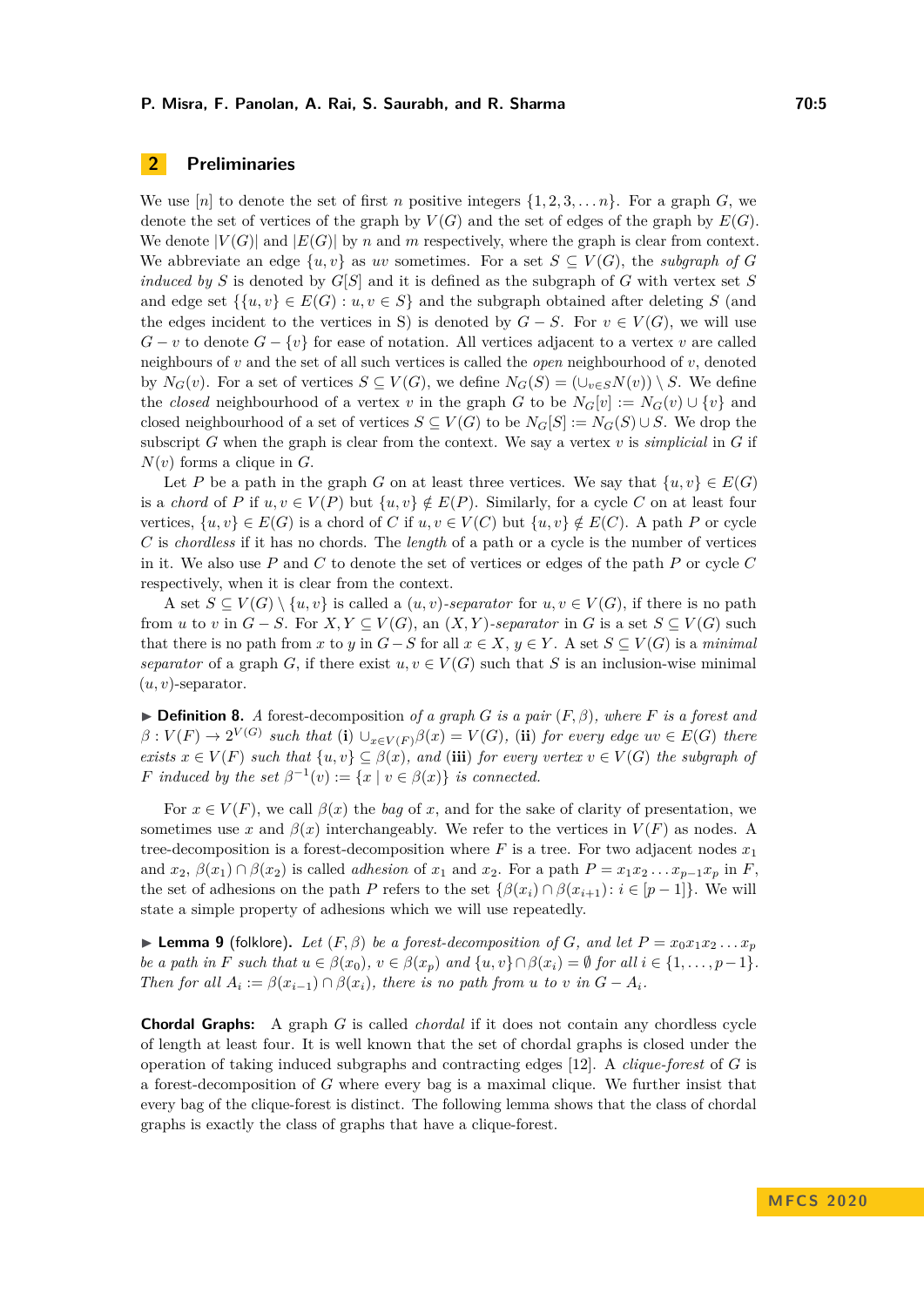## 2 Preliminaries

We use $[n]$ to denote the set of first $n$ positive integers $\{1, 2, 3, \ldots n\}$. For a graph $G$, we denote the set of vertices of the graph by $V(G)$ and the set of edges of the graph by $E(G)$. We denote $|V(G)|$ and $|E(G)|$ by $n$ and $m$ respectively, where the graph is clear from context. We abbreviate an edge $\{u, v\}$ as $uv$ sometimes. For a set $S \subseteq V(G)$, the *subgraph of G induced by S* is denoted by $G[S]$ and it is defined as the subgraph of $G$ with vertex set $S$ and edge set $\{\{u, v\} \in E(G) : u, v \in S\}$ and the subgraph obtained after deleting $S$ (and the edges incident to the vertices in S) is denoted by $G - S$. For $v \in V(G)$, we will use $G - v$ to denote $G - \{v\}$ for ease of notation. All vertices adjacent to a vertex $v$ are called neighbours of $v$ and the set of all such vertices is called the *open* neighbourhood of $v$, denoted by $N_G(v)$. For a set of vertices $S \subseteq V(G)$, we define $N_G(S) = (\cup_{v \in S} N(v)) \setminus S$. We define the *closed* neighbourhood of a vertex $v$ in the graph $G$ to be $N_G[v] := N_G(v) \cup \{v\}$ and closed neighbourhood of a set of vertices $S \subseteq V(G)$ to be $N_G[S] := N_G(S) \cup S$. We drop the subscript $G$ when the graph is clear from the context. We say a vertex $v$ is *simplicial* in $G$ if $N(v)$ forms a clique in $G$.

Let $P$ be a path in the graph $G$ on at least three vertices. We say that $\{u, v\} \in E(G)$ is a *chord* of $P$ if $u, v \in V(P)$ but $\{u, v\} \notin E(P)$. Similarly, for a cycle $C$ on at least four vertices, $\{u, v\} \in E(G)$ is a chord of $C$ if $u, v \in V(C)$ but $\{u, v\} \notin E(C)$. A path $P$ or cycle $C$ is *chordless* if it has no chords. The *length* of a path or a cycle is the number of vertices in it. We also use $P$ and $C$ to denote the set of vertices or edges of the path $P$ or cycle $C$ respectively, when it is clear from the context.

A set $S \subseteq V(G) \setminus \{u, v\}$ is called a $(u, v)$*-separator* for $u, v \in V(G)$, if there is no path from $u$ to $v$ in $G - S$. For $X, Y \subseteq V(G)$, an $(X, Y)$*-separator* in $G$ is a set $S \subseteq V(G)$ such that there is no path from $x$ to $y$ in $G - S$ for all $x \in X$, $y \in Y$. A set $S \subseteq V(G)$ is a *minimal separator* of a graph $G$, if there exist $u, v \in V(G)$ such that $S$ is an inclusion-wise minimal $(u, v)$-separator.

▶ **Definition 8.** *A* forest-decomposition *of a graph $G$ is a pair $(F, \beta)$, where $F$ is a forest and $\beta : V(F) \to 2^{V(G)}$ such that* **(i)** $\cup_{x \in V(F)} \beta(x) = V(G)$*,* **(ii)** *for every edge $uv \in E(G)$ there exists $x \in V(F)$ such that $\{u, v\} \subseteq \beta(x)$, and* **(iii)** *for every vertex $v \in V(G)$ the subgraph of $F$ induced by the set $\beta^{-1}(v) := \{x \mid v \in \beta(x)\}$ is connected.*

For $x \in V(F)$, we call $\beta(x)$ the *bag* of $x$, and for the sake of clarity of presentation, we sometimes use $x$ and $\beta(x)$ interchangeably. We refer to the vertices in $V(F)$ as nodes. A tree-decomposition is a forest-decomposition where $F$ is a tree. For two adjacent nodes $x_1$ and $x_2$, $\beta(x_1) \cap \beta(x_2)$ is called *adhesion* of $x_1$ and $x_2$. For a path $P = x_1 x_2 \ldots x_{p-1} x_p$ in $F$, the set of adhesions on the path $P$ refers to the set $\{\beta(x_i) \cap \beta(x_{i+1}) : i \in [p-1]\}$. We will state a simple property of adhesions which we will use repeatedly.

▶ **Lemma 9** (folklore). *Let $(F, \beta)$ be a forest-decomposition of $G$, and let $P = x_0 x_1 x_2 \ldots x_p$ be a path in $F$ such that $u \in \beta(x_0)$, $v \in \beta(x_p)$ and $\{u, v\} \cap \beta(x_i) = \emptyset$ for all $i \in \{1, \ldots, p-1\}$. Then for all $A_i := \beta(x_{i-1}) \cap \beta(x_i)$, there is no path from $u$ to $v$ in $G - A_i$.*

**Chordal Graphs:** A graph $G$ is called *chordal* if it does not contain any chordless cycle of length at least four. It is well known that the set of chordal graphs is closed under the operation of taking induced subgraphs and contracting edges [12]. A *clique-forest* of $G$ is a forest-decomposition of $G$ where every bag is a maximal clique. We further insist that every bag of the clique-forest is distinct. The following lemma shows that the class of chordal graphs is exactly the class of graphs that have a clique-forest.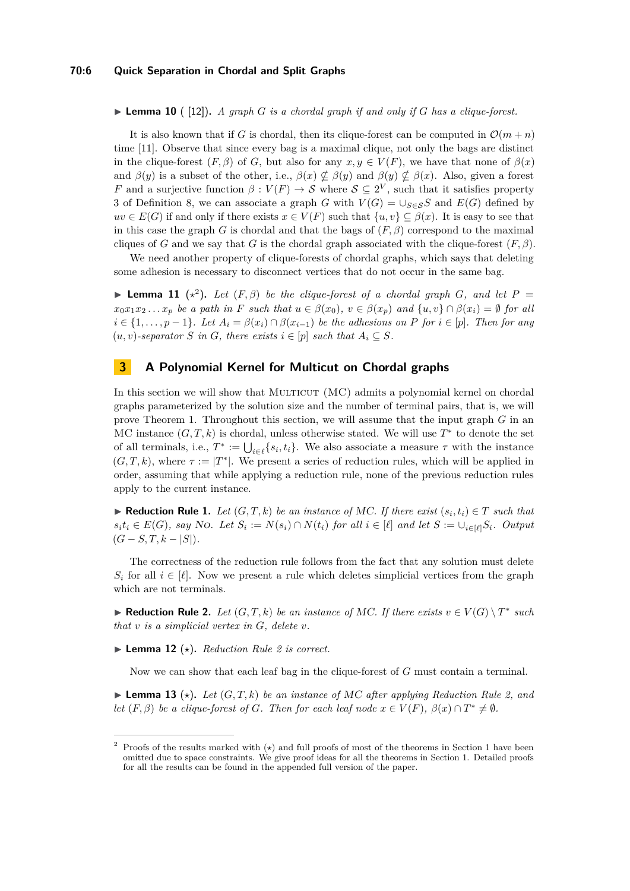▶ **Lemma 10** ( [12]). *A graph $G$ is a chordal graph if and only if $G$ has a clique-forest.*

It is also known that if $G$ is chordal, then its clique-forest can be computed in $\mathcal{O}(m+n)$ time [11]. Observe that since every bag is a maximal clique, not only the bags are distinct in the clique-forest $(F, \beta)$ of $G$, but also for any $x, y \in V(F)$, we have that none of $\beta(x)$ and $\beta(y)$ is a subset of the other, i.e., $\beta(x) \nsubseteq \beta(y)$ and $\beta(y) \nsubseteq \beta(x)$. Also, given a forest $F$ and a surjective function $\beta : V(F) \to \mathcal{S}$ where $\mathcal{S} \subseteq 2^V$, such that it satisfies property 3 of Definition 8, we can associate a graph $G$ with $V(G) = \cup_{S \in \mathcal{S}} S$ and $E(G)$ defined by $uv \in E(G)$ if and only if there exists $x \in V(F)$ such that $\{u, v\} \subseteq \beta(x)$. It is easy to see that in this case the graph $G$ is chordal and that the bags of $(F, \beta)$ correspond to the maximal cliques of $G$ and we say that $G$ is the chordal graph associated with the clique-forest $(F, \beta)$.

We need another property of clique-forests of chordal graphs, which says that deleting some adhesion is necessary to disconnect vertices that do not occur in the same bag.

▶ **Lemma 11** ($\star$[2]). *Let $(F, \beta)$ be the clique-forest of a chordal graph $G$, and let $P = x_0x_1x_2\dots x_p$ be a path in $F$ such that $u \in \beta(x_0)$, $v \in \beta(x_p)$ and $\{u, v\} \cap \beta(x_i) = \emptyset$ for all $i \in \{1, \dots, p-1\}$. Let $A_i = \beta(x_i) \cap \beta(x_{i-1})$ be the adhesions on $P$ for $i \in [p]$. Then for any $(u, v)$-separator $S$ in $G$, there exists $i \in [p]$ such that $A_i \subseteq S$.*

## 3 A Polynomial Kernel for Multicut on Chordal graphs

In this section we will show that Multicut (MC) admits a polynomial kernel on chordal graphs parameterized by the solution size and the number of terminal pairs, that is, we will prove Theorem 1. Throughout this section, we will assume that the input graph $G$ in an MC instance $(G, T, k)$ is chordal, unless otherwise stated. We will use $T^*$ to denote the set of all terminals, i.e., $T^* := \bigcup_{i \in \ell} \{s_i, t_i\}$. We also associate a measure $\tau$ with the instance $(G, T, k)$, where $\tau := |T^*|$. We present a series of reduction rules, which will be applied in order, assuming that while applying a reduction rule, none of the previous reduction rules apply to the current instance.

▶ **Reduction Rule 1.** *Let $(G, T, k)$ be an instance of MC. If there exist $(s_i, t_i) \in T$ such that $s_it_i \in E(G)$, say* No*. Let $S_i := N(s_i) \cap N(t_i)$ for all $i \in [\ell]$ and let $S := \cup_{i \in [\ell]} S_i$. Output $(G - S, T, k - |S|)$.*

The correctness of the reduction rule follows from the fact that any solution must delete $S_i$ for all $i \in [\ell]$. Now we present a rule which deletes simplicial vertices from the graph which are not terminals.

▶ **Reduction Rule 2.** *Let $(G, T, k)$ be an instance of MC. If there exists $v \in V(G) \setminus T^*$ such that $v$ is a simplicial vertex in $G$, delete $v$.*

▶ **Lemma 12** ($\star$). *Reduction Rule 2 is correct.*

Now we can show that each leaf bag in the clique-forest of $G$ must contain a terminal.

▶ **Lemma 13** ($\star$). *Let $(G, T, k)$ be an instance of MC after applying Reduction Rule 2, and let $(F, \beta)$ be a clique-forest of $G$. Then for each leaf node $x \in V(F)$, $\beta(x) \cap T^* \neq \emptyset$.*

---

[2] Proofs of the results marked with ($\star$) and full proofs of most of the theorems in Section 1 have been omitted due to space constraints. We give proof ideas for all the theorems in Section 1. Detailed proofs for all the results can be found in the appended full version of the paper.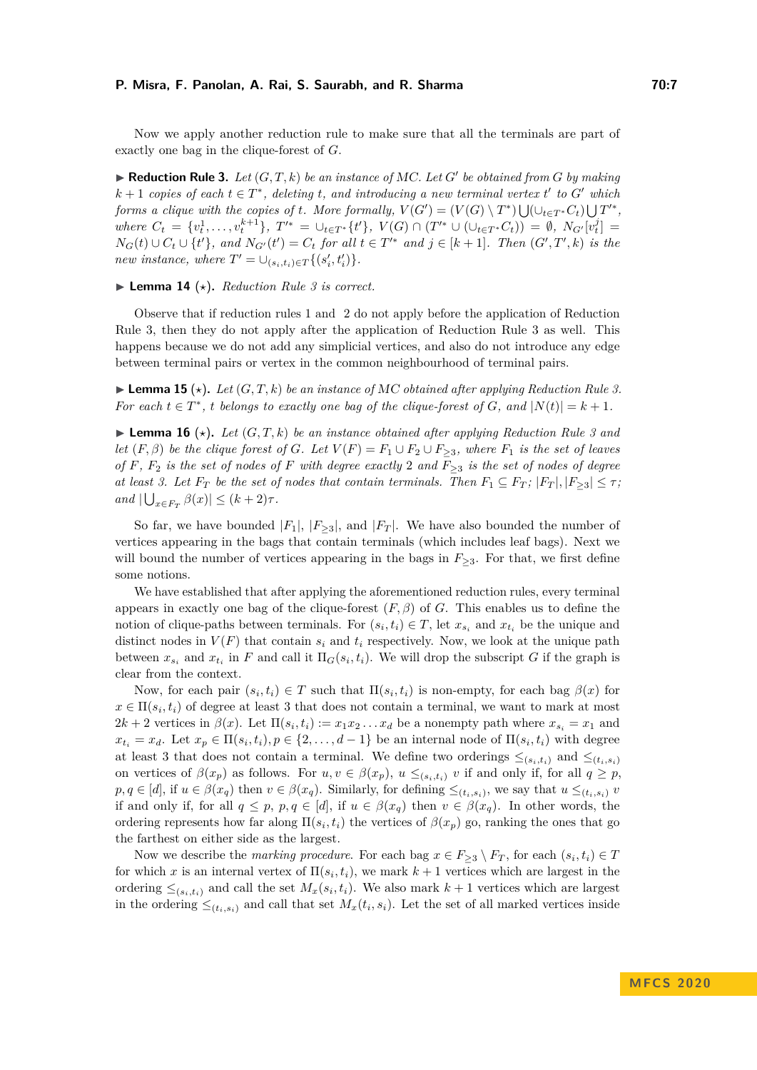Now we apply another reduction rule to make sure that all the terminals are part of exactly one bag in the clique-forest of $G$.

▶ **Reduction Rule 3.** *Let $(G, T, k)$ be an instance of MC. Let $G'$ be obtained from $G$ by making $k+1$ copies of each $t \in T^*$, deleting $t$, and introducing a new terminal vertex $t'$ to $G'$ which forms a clique with the copies of $t$. More formally, $V(G') = (V(G) \setminus T^*) \bigcup (\cup_{t \in T^*} C_t) \bigcup T'^*$, where $C_t = \{v_t^1, \ldots, v_t^{k+1}\}$, $T'^* = \cup_{t \in T^*} \{t'\}$, $V(G) \cap (T'^* \cup (\cup_{t \in T^*} C_t)) = \emptyset$, $N_{G'}[v_t^j] = N_G(t) \cup C_t \cup \{t'\}$, and $N_{G'}(t') = C_t$ for all $t \in T'^*$ and $j \in [k+1]$. Then $(G', T', k)$ is the new instance, where $T' = \cup_{(s_i, t_i) \in T} \{(s_i', t_i')\}$.*

▶ **Lemma 14** (⋆). *Reduction Rule 3 is correct.*

Observe that if reduction rules 1 and 2 do not apply before the application of Reduction Rule 3, then they do not apply after the application of Reduction Rule 3 as well. This happens because we do not add any simplicial vertices, and also do not introduce any edge between terminal pairs or vertex in the common neighbourhood of terminal pairs.

▶ **Lemma 15** (⋆). *Let $(G, T, k)$ be an instance of MC obtained after applying Reduction Rule 3. For each $t \in T^*$, $t$ belongs to exactly one bag of the clique-forest of $G$, and $|N(t)| = k+1$.*

▶ **Lemma 16** (⋆). *Let $(G, T, k)$ be an instance obtained after applying Reduction Rule 3 and let $(F, \beta)$ be the clique forest of $G$. Let $V(F) = F_1 \cup F_2 \cup F_{\geq 3}$, where $F_1$ is the set of leaves of $F$, $F_2$ is the set of nodes of $F$ with degree exactly 2 and $F_{\geq 3}$ is the set of nodes of degree at least 3. Let $F_T$ be the set of nodes that contain terminals. Then $F_1 \subseteq F_T$; $|F_T|, |F_{\geq 3}| \leq \tau$; and $|\bigcup_{x \in F_T} \beta(x)| \leq (k+2)\tau$.*

So far, we have bounded $|F_1|$, $|F_{\geq 3}|$, and $|F_T|$. We have also bounded the number of vertices appearing in the bags that contain terminals (which includes leaf bags). Next we will bound the number of vertices appearing in the bags in $F_{\geq 3}$. For that, we first define some notions.

We have established that after applying the aforementioned reduction rules, every terminal appears in exactly one bag of the clique-forest $(F, \beta)$ of $G$. This enables us to define the notion of clique-paths between terminals. For $(s_i, t_i) \in T$, let $x_{s_i}$ and $x_{t_i}$ be the unique and distinct nodes in $V(F)$ that contain $s_i$ and $t_i$ respectively. Now, we look at the unique path between $x_{s_i}$ and $x_{t_i}$ in $F$ and call it $\Pi_G(s_i, t_i)$. We will drop the subscript $G$ if the graph is clear from the context.

Now, for each pair $(s_i, t_i) \in T$ such that $\Pi(s_i, t_i)$ is non-empty, for each bag $\beta(x)$ for $x \in \Pi(s_i, t_i)$ of degree at least 3 that does not contain a terminal, we want to mark at most $2k+2$ vertices in $\beta(x)$. Let $\Pi(s_i, t_i) := x_1 x_2 \ldots x_d$ be a nonempty path where $x_{s_i} = x_1$ and $x_{t_i} = x_d$. Let $x_p \in \Pi(s_i, t_i), p \in \{2, \ldots, d-1\}$ be an internal node of $\Pi(s_i, t_i)$ with degree at least 3 that does not contain a terminal. We define two orderings $\leq_{(s_i, t_i)}$ and $\leq_{(t_i, s_i)}$ on vertices of $\beta(x_p)$ as follows. For $u, v \in \beta(x_p)$, $u \leq_{(s_i, t_i)} v$ if and only if, for all $q \geq p$, $p, q \in [d]$, if $u \in \beta(x_q)$ then $v \in \beta(x_q)$. Similarly, for defining $\leq_{(t_i, s_i)}$, we say that $u \leq_{(t_i, s_i)} v$ if and only if, for all $q \leq p$, $p, q \in [d]$, if $u \in \beta(x_q)$ then $v \in \beta(x_q)$. In other words, the ordering represents how far along $\Pi(s_i, t_i)$ the vertices of $\beta(x_p)$ go, ranking the ones that go the farthest on either side as the largest.

Now we describe the *marking procedure*. For each bag $x \in F_{\geq 3} \setminus F_T$, for each $(s_i, t_i) \in T$ for which $x$ is an internal vertex of $\Pi(s_i, t_i)$, we mark $k+1$ vertices which are largest in the ordering $\leq_{(s_i, t_i)}$ and call the set $M_x(s_i, t_i)$. We also mark $k+1$ vertices which are largest in the ordering $\leq_{(t_i, s_i)}$ and call that set $M_x(t_i, s_i)$. Let the set of all marked vertices inside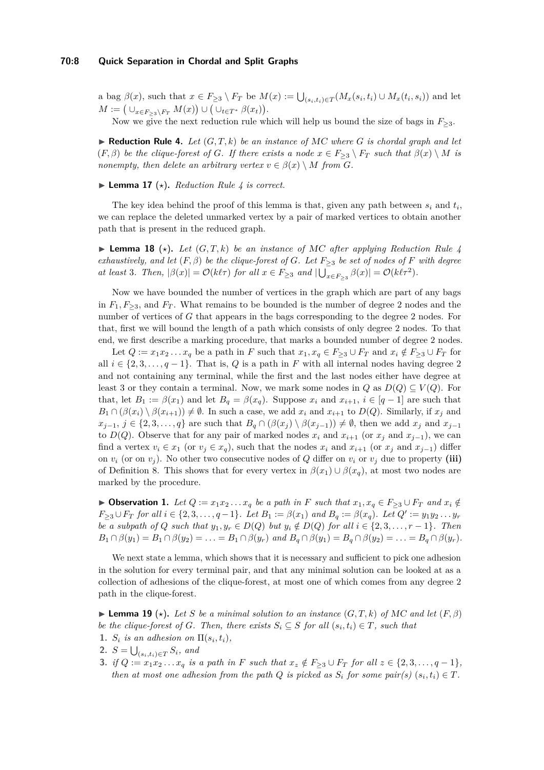a bag $\beta(x)$, such that $x \in F_{\geq 3} \setminus F_T$ be $M(x) := \bigcup_{(s_i,t_i) \in T} (M_x(s_i,t_i) \cup M_x(t_i,s_i))$ and let $M := \big( \cup_{x \in F_{\geq 3} \setminus F_T} M(x) \big) \cup \big( \cup_{t \in T^*} \beta(x_t) \big)$.

Now we give the next reduction rule which will help us bound the size of bags in $F_{\geq 3}$.

▶ **Reduction Rule 4.** *Let $(G, T, k)$ be an instance of MC where $G$ is chordal graph and let $(F, \beta)$ be the clique-forest of $G$. If there exists a node $x \in F_{\geq 3} \setminus F_T$ such that $\beta(x) \setminus M$ is nonempty, then delete an arbitrary vertex $v \in \beta(x) \setminus M$ from $G$.*

▶ **Lemma 17** ($\star$)**.** *Reduction Rule 4 is correct.*

The key idea behind the proof of this lemma is that, given any path between $s_i$ and $t_i$, we can replace the deleted unmarked vertex by a pair of marked vertices to obtain another path that is present in the reduced graph.

▶ **Lemma 18** ($\star$)**.** *Let $(G, T, k)$ be an instance of MC after applying Reduction Rule 4 exhaustively, and let $(F, \beta)$ be the clique-forest of $G$. Let $F_{\geq 3}$ be set of nodes of $F$ with degree at least 3. Then, $|\beta(x)| = \mathcal{O}(k\ell\tau)$ for all $x \in F_{\geq 3}$ and $|\bigcup_{x \in F_{\geq 3}} \beta(x)| = \mathcal{O}(k\ell\tau^2)$.*

Now we have bounded the number of vertices in the graph which are part of any bags in $F_1, F_{\geq 3}$, and $F_T$. What remains to be bounded is the number of degree 2 nodes and the number of vertices of $G$ that appears in the bags corresponding to the degree 2 nodes. For that, first we will bound the length of a path which consists of only degree 2 nodes. To that end, we first describe a marking procedure, that marks a bounded number of degree 2 nodes.

Let $Q := x_1 x_2 \ldots x_q$ be a path in $F$ such that $x_1, x_q \in F_{\geq 3} \cup F_T$ and $x_i \notin F_{\geq 3} \cup F_T$ for all $i \in \{2, 3, \ldots, q-1\}$. That is, $Q$ is a path in $F$ with all internal nodes having degree 2 and not containing any terminal, while the first and the last nodes either have degree at least 3 or they contain a terminal. Now, we mark some nodes in $Q$ as $D(Q) \subseteq V(Q)$. For that, let $B_1 := \beta(x_1)$ and let $B_q = \beta(x_q)$. Suppose $x_i$ and $x_{i+1}$, $i \in [q-1]$ are such that $B_1 \cap (\beta(x_i) \setminus \beta(x_{i+1})) \neq \emptyset$. In such a case, we add $x_i$ and $x_{i+1}$ to $D(Q)$. Similarly, if $x_j$ and $x_{j-1}$, $j \in \{2, 3, \ldots, q\}$ are such that $B_q \cap (\beta(x_j) \setminus \beta(x_{j-1})) \neq \emptyset$, then we add $x_j$ and $x_{j-1}$ to $D(Q)$. Observe that for any pair of marked nodes $x_i$ and $x_{i+1}$ (or $x_j$ and $x_{j-1}$), we can find a vertex $v_i \in x_1$ (or $v_j \in x_q$), such that the nodes $x_i$ and $x_{i+1}$ (or $x_j$ and $x_{j-1}$) differ on $v_i$ (or on $v_j$). No other two consecutive nodes of $Q$ differ on $v_i$ or $v_j$ due to property **(iii)** of Definition 8. This shows that for every vertex in $\beta(x_1) \cup \beta(x_q)$, at most two nodes are marked by the procedure.

▶ **Observation 1.** *Let $Q := x_1 x_2 \ldots x_q$ be a path in $F$ such that $x_1, x_q \in F_{\geq 3} \cup F_T$ and $x_i \notin F_{\geq 3} \cup F_T$ for all $i \in \{2, 3, \ldots, q-1\}$. Let $B_1 := \beta(x_1)$ and $B_q := \beta(x_q)$. Let $Q' := y_1 y_2 \ldots y_r$ be a subpath of $Q$ such that $y_1, y_r \in D(Q)$ but $y_i \notin D(Q)$ for all $i \in \{2, 3, \ldots, r-1\}$. Then $B_1 \cap \beta(y_1) = B_1 \cap \beta(y_2) = \ldots = B_1 \cap \beta(y_r)$ and $B_q \cap \beta(y_1) = B_q \cap \beta(y_2) = \ldots = B_q \cap \beta(y_r)$.*

We next state a lemma, which shows that it is necessary and sufficient to pick one adhesion in the solution for every terminal pair, and that any minimal solution can be looked at as a collection of adhesions of the clique-forest, at most one of which comes from any degree 2 path in the clique-forest.

▶ **Lemma 19** ($\star$)**.** *Let $S$ be a minimal solution to an instance $(G, T, k)$ of MC and let $(F, \beta)$ be the clique-forest of $G$. Then, there exists $S_i \subseteq S$ for all $(s_i, t_i) \in T$, such that*

1. *$S_i$ is an adhesion on $\Pi(s_i, t_i)$,*
2. *$S = \bigcup_{(s_i,t_i) \in T} S_i$, and*
3. *if $Q := x_1 x_2 \ldots x_q$ is a path in $F$ such that $x_z \notin F_{\geq 3} \cup F_T$ for all $z \in \{2, 3, \ldots, q-1\}$, then at most one adhesion from the path $Q$ is picked as $S_i$ for some pair(s) $(s_i, t_i) \in T$.*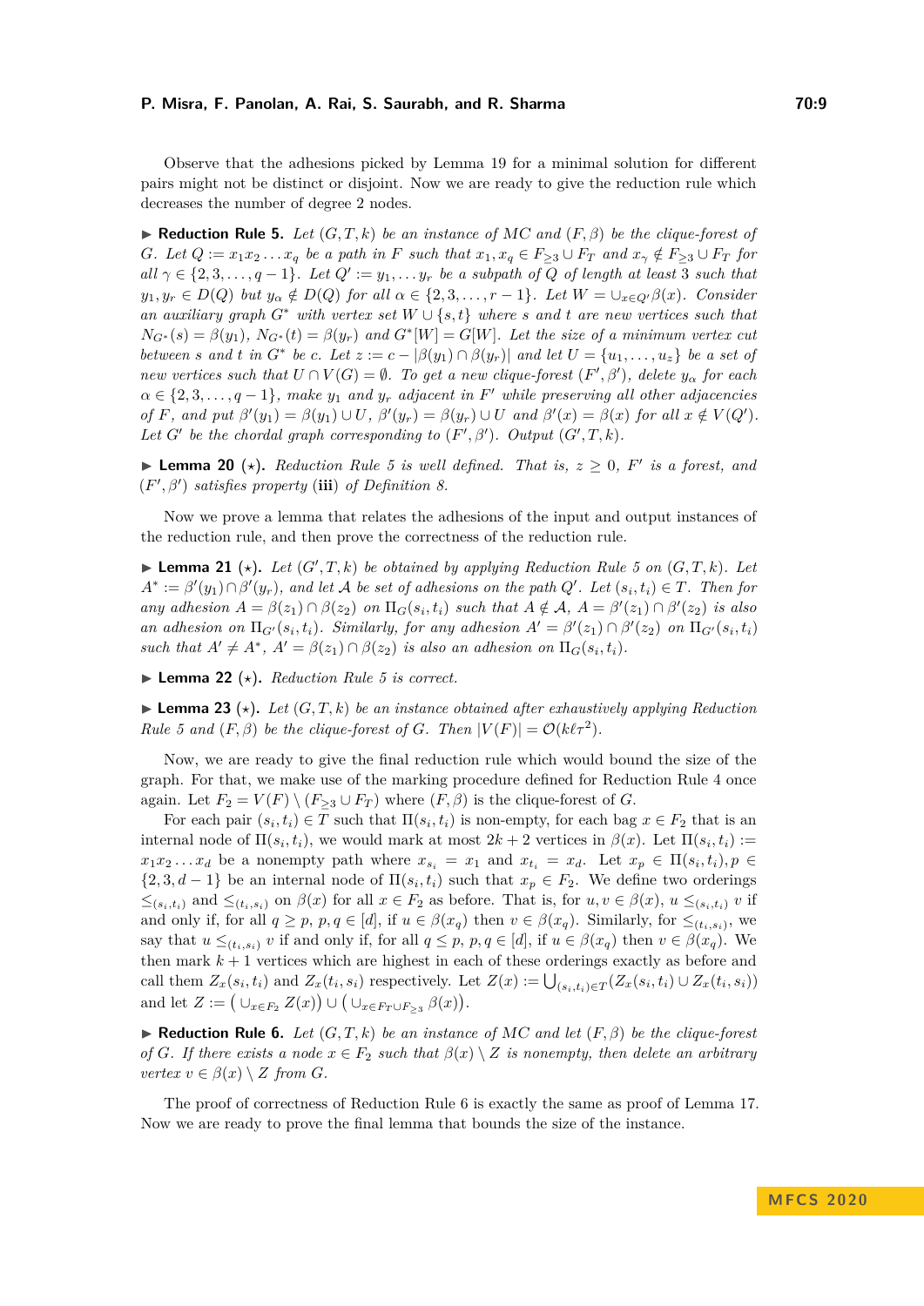Observe that the adhesions picked by Lemma 19 for a minimal solution for different pairs might not be distinct or disjoint. Now we are ready to give the reduction rule which decreases the number of degree 2 nodes.

▶ **Reduction Rule 5.** *Let $(G, T, k)$ be an instance of MC and $(F, \beta)$ be the clique-forest of $G$. Let $Q := x_1 x_2 \dots x_q$ be a path in $F$ such that $x_1, x_q \in F_{\geq 3} \cup F_T$ and $x_\gamma \notin F_{\geq 3} \cup F_T$ for all $\gamma \in \{2, 3, \dots, q-1\}$. Let $Q' := y_1, \dots y_r$ be a subpath of $Q$ of length at least 3 such that $y_1, y_r \in D(Q)$ but $y_\alpha \notin D(Q)$ for all $\alpha \in \{2, 3, \dots, r-1\}$. Let $W = \cup_{x \in Q'} \beta(x)$. Consider an auxiliary graph $G^*$ with vertex set $W \cup \{s, t\}$ where $s$ and $t$ are new vertices such that $N_{G^*}(s) = \beta(y_1)$, $N_{G^*}(t) = \beta(y_r)$ and $G^*[W] = G[W]$. Let the size of a minimum vertex cut between $s$ and $t$ in $G^*$ be $c$. Let $z := c - |\beta(y_1) \cap \beta(y_r)|$ and let $U = \{u_1, \dots, u_z\}$ be a set of new vertices such that $U \cap V(G) = \emptyset$. To get a new clique-forest $(F', \beta')$, delete $y_\alpha$ for each $\alpha \in \{2, 3, \dots, q-1\}$, make $y_1$ and $y_r$ adjacent in $F'$ while preserving all other adjacencies of $F$, and put $\beta'(y_1) = \beta(y_1) \cup U$, $\beta'(y_r) = \beta(y_r) \cup U$ and $\beta'(x) = \beta(x)$ for all $x \notin V(Q')$. Let $G'$ be the chordal graph corresponding to $(F', \beta')$. Output $(G', T, k)$.*

▶ **Lemma 20** (⋆)**.** *Reduction Rule 5 is well defined. That is, $z \geq 0$, $F'$ is a forest, and $(F', \beta')$ satisfies property* (**iii**) *of Definition 8.*

Now we prove a lemma that relates the adhesions of the input and output instances of the reduction rule, and then prove the correctness of the reduction rule.

▶ **Lemma 21** (⋆)**.** *Let $(G', T, k)$ be obtained by applying Reduction Rule 5 on $(G, T, k)$. Let $A^* := \beta'(y_1) \cap \beta'(y_r)$, and let $\mathcal{A}$ be set of adhesions on the path $Q'$. Let $(s_i, t_i) \in T$. Then for any adhesion $A = \beta(z_1) \cap \beta(z_2)$ on $\Pi_G(s_i, t_i)$ such that $A \notin \mathcal{A}$, $A = \beta'(z_1) \cap \beta'(z_2)$ is also an adhesion on $\Pi_{G'}(s_i, t_i)$. Similarly, for any adhesion $A' = \beta'(z_1) \cap \beta'(z_2)$ on $\Pi_{G'}(s_i, t_i)$ such that $A' \neq A^*$, $A' = \beta(z_1) \cap \beta(z_2)$ is also an adhesion on $\Pi_G(s_i, t_i)$.*

▶ **Lemma 22** (⋆)**.** *Reduction Rule 5 is correct.*

▶ **Lemma 23** (⋆)**.** *Let $(G, T, k)$ be an instance obtained after exhaustively applying Reduction Rule 5 and $(F, \beta)$ be the clique-forest of $G$. Then $|V(F)| = \mathcal{O}(k\ell\tau^2)$.*

Now, we are ready to give the final reduction rule which would bound the size of the graph. For that, we make use of the marking procedure defined for Reduction Rule 4 once again. Let $F_2 = V(F) \setminus (F_{\geq 3} \cup F_T)$ where $(F, \beta)$ is the clique-forest of $G$.

For each pair $(s_i, t_i) \in T$ such that $\Pi(s_i, t_i)$ is non-empty, for each bag $x \in F_2$ that is an internal node of $\Pi(s_i, t_i)$, we would mark at most $2k + 2$ vertices in $\beta(x)$. Let $\Pi(s_i, t_i) := x_1 x_2 \dots x_d$ be a nonempty path where $x_{s_i} = x_1$ and $x_{t_i} = x_d$. Let $x_p \in \Pi(s_i, t_i), p \in \{2, 3, d-1\}$ be an internal node of $\Pi(s_i, t_i)$ such that $x_p \in F_2$. We define two orderings $\leq_{(s_i, t_i)}$ and $\leq_{(t_i, s_i)}$ on $\beta(x)$ for all $x \in F_2$ as before. That is, for $u, v \in \beta(x)$, $u \leq_{(s_i, t_i)} v$ if and only if, for all $q \geq p$, $p, q \in [d]$, if $u \in \beta(x_q)$ then $v \in \beta(x_q)$. Similarly, for $\leq_{(t_i, s_i)}$, we say that $u \leq_{(t_i, s_i)} v$ if and only if, for all $q \leq p$, $p, q \in [d]$, if $u \in \beta(x_q)$ then $v \in \beta(x_q)$. We then mark $k + 1$ vertices which are highest in each of these orderings exactly as before and call them $Z_x(s_i, t_i)$ and $Z_x(t_i, s_i)$ respectively. Let $Z(x) := \bigcup_{(s_i, t_i) \in T} (Z_x(s_i, t_i) \cup Z_x(t_i, s_i))$ and let $Z := \big( \cup_{x \in F_2} Z(x) \big) \cup \big( \cup_{x \in F_T \cup F_{\geq 3}} \beta(x) \big)$.

▶ **Reduction Rule 6.** *Let $(G, T, k)$ be an instance of MC and let $(F, \beta)$ be the clique-forest of $G$. If there exists a node $x \in F_2$ such that $\beta(x) \setminus Z$ is nonempty, then delete an arbitrary vertex $v \in \beta(x) \setminus Z$ from $G$.*

The proof of correctness of Reduction Rule 6 is exactly the same as proof of Lemma 17. Now we are ready to prove the final lemma that bounds the size of the instance.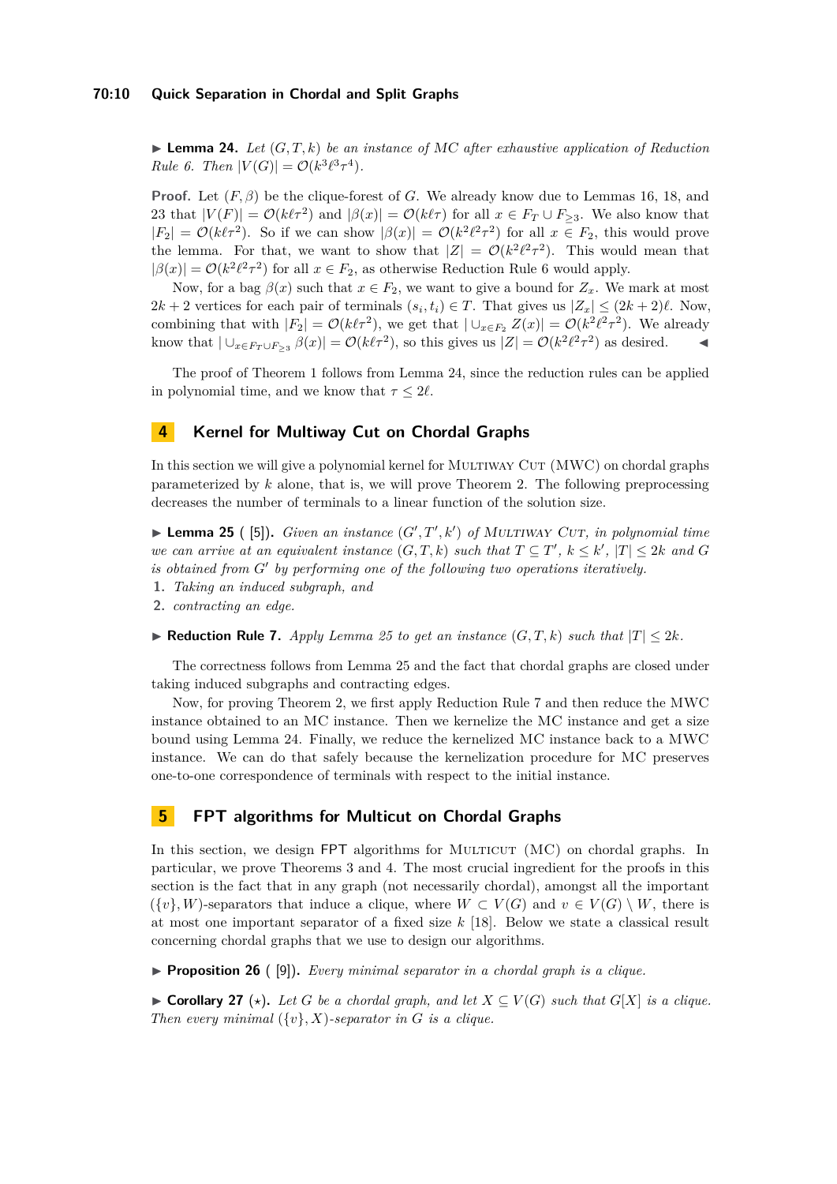▶ **Lemma 24.** *Let $(G, T, k)$ be an instance of MC after exhaustive application of Reduction Rule 6. Then $|V(G)| = \mathcal{O}(k^3\ell^3\tau^4)$.*

**Proof.** Let $(F, \beta)$ be the clique-forest of $G$. We already know due to Lemmas 16, 18, and 23 that $|V(F)| = \mathcal{O}(k\ell\tau^2)$ and $|\beta(x)| = \mathcal{O}(k\ell\tau)$ for all $x \in F_T \cup F_{\geq 3}$. We also know that $|F_2| = \mathcal{O}(k\ell\tau^2)$. So if we can show $|\beta(x)| = \mathcal{O}(k^2\ell^2\tau^2)$ for all $x \in F_2$, this would prove the lemma. For that, we want to show that $|Z| = \mathcal{O}(k^2\ell^2\tau^2)$. This would mean that $|\beta(x)| = \mathcal{O}(k^2\ell^2\tau^2)$ for all $x \in F_2$, as otherwise Reduction Rule 6 would apply.

Now, for a bag $\beta(x)$ such that $x \in F_2$, we want to give a bound for $Z_x$. We mark at most $2k + 2$ vertices for each pair of terminals $(s_i, t_i) \in T$. That gives us $|Z_x| \leq (2k + 2)\ell$. Now, combining that with $|F_2| = \mathcal{O}(k\ell\tau^2)$, we get that $|\cup_{x \in F_2} Z(x)| = \mathcal{O}(k^2\ell^2\tau^2)$. We already know that $|\cup_{x \in F_T \cup F_{\geq 3}} \beta(x)| = \mathcal{O}(k\ell\tau^2)$, so this gives us $|Z| = \mathcal{O}(k^2\ell^2\tau^2)$ as desired. ◀

The proof of Theorem 1 follows from Lemma 24, since the reduction rules can be applied in polynomial time, and we know that $\tau \leq 2\ell$.

## 4 Kernel for Multiway Cut on Chordal Graphs

In this section we will give a polynomial kernel for Multiway Cut (MWC) on chordal graphs parameterized by $k$ alone, that is, we will prove Theorem 2. The following preprocessing decreases the number of terminals to a linear function of the solution size.

▶ **Lemma 25** ([5]). *Given an instance $(G', T', k')$ of Multiway Cut, in polynomial time we can arrive at an equivalent instance $(G, T, k)$ such that $T \subseteq T'$, $k \leq k'$, $|T| \leq 2k$ and $G$ is obtained from $G'$ by performing one of the following two operations iteratively.*
1. *Taking an induced subgraph, and*
2. *contracting an edge.*

▶ **Reduction Rule 7.** *Apply Lemma 25 to get an instance $(G, T, k)$ such that $|T| \leq 2k$.*

The correctness follows from Lemma 25 and the fact that chordal graphs are closed under taking induced subgraphs and contracting edges.

Now, for proving Theorem 2, we first apply Reduction Rule 7 and then reduce the MWC instance obtained to an MC instance. Then we kernelize the MC instance and get a size bound using Lemma 24. Finally, we reduce the kernelized MC instance back to a MWC instance. We can do that safely because the kernelization procedure for MC preserves one-to-one correspondence of terminals with respect to the initial instance.

## 5 FPT algorithms for Multicut on Chordal Graphs

In this section, we design FPT algorithms for Multicut (MC) on chordal graphs. In particular, we prove Theorems 3 and 4. The most crucial ingredient for the proofs in this section is the fact that in any graph (not necessarily chordal), amongst all the important $(\{v\}, W)$-separators that induce a clique, where $W \subset V(G)$ and $v \in V(G) \setminus W$, there is at most one important separator of a fixed size $k$ [18]. Below we state a classical result concerning chordal graphs that we use to design our algorithms.

▶ **Proposition 26** ([9]). *Every minimal separator in a chordal graph is a clique.*

▶ **Corollary 27** (⋆). *Let $G$ be a chordal graph, and let $X \subseteq V(G)$ such that $G[X]$ is a clique. Then every minimal $(\{v\}, X)$-separator in $G$ is a clique.*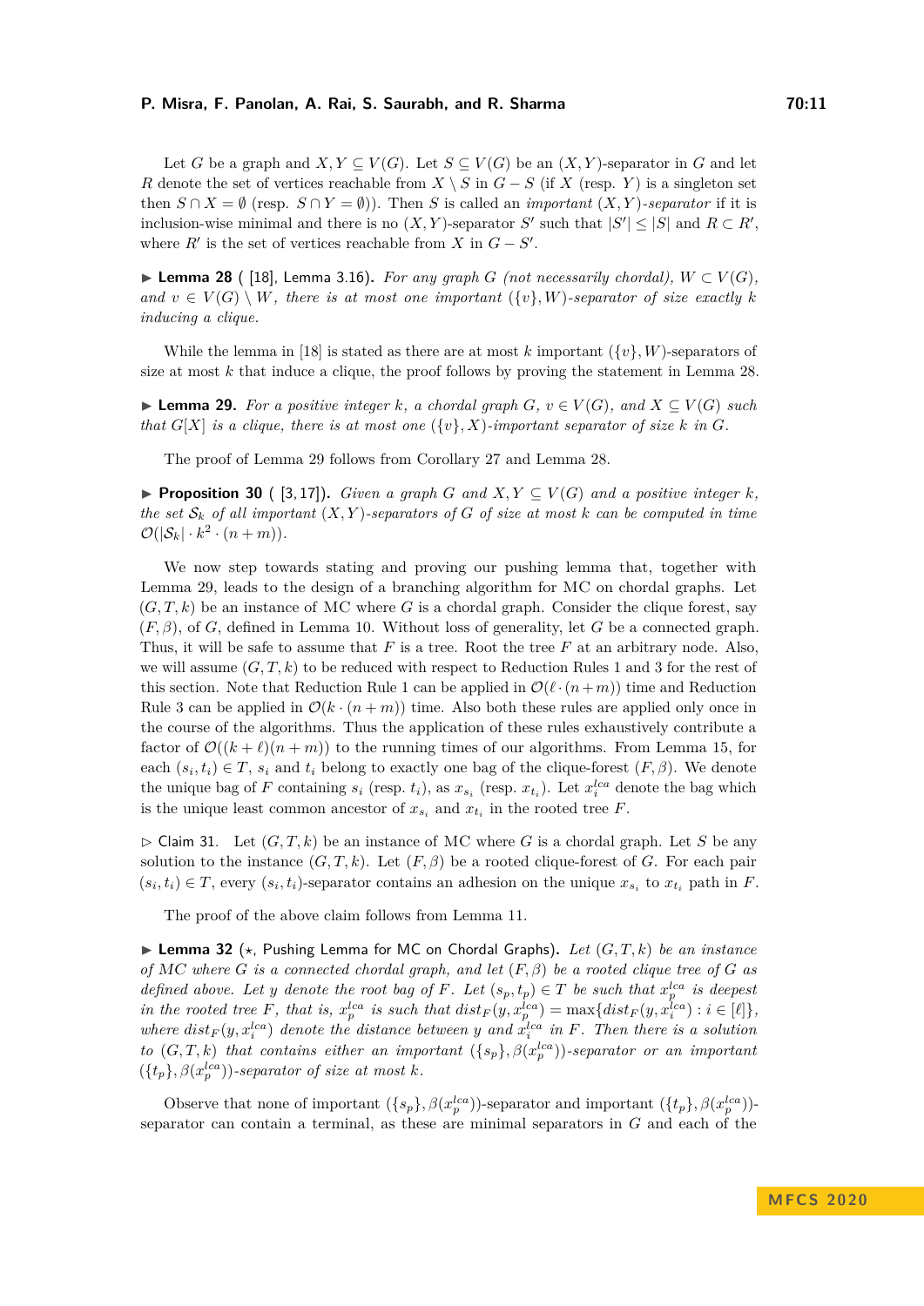Let $G$ be a graph and $X, Y \subseteq V(G)$. Let $S \subseteq V(G)$ be an $(X, Y)$-separator in $G$ and let $R$ denote the set of vertices reachable from $X \setminus S$ in $G - S$ (if $X$ (resp. $Y$) is a singleton set then $S \cap X = \emptyset$ (resp. $S \cap Y = \emptyset$)). Then $S$ is called an *important $(X, Y)$-separator* if it is inclusion-wise minimal and there is no $(X, Y)$-separator $S'$ such that $|S'| \leq |S|$ and $R \subset R'$, where $R'$ is the set of vertices reachable from $X$ in $G - S'$.

▶ **Lemma 28** ( [18], Lemma 3.16). *For any graph $G$ (not necessarily chordal), $W \subset V(G)$, and $v \in V(G) \setminus W$, there is at most one important $(\{v\}, W)$-separator of size exactly $k$ inducing a clique.*

While the lemma in [18] is stated as there are at most $k$ important $(\{v\}, W)$-separators of size at most $k$ that induce a clique, the proof follows by proving the statement in Lemma 28.

▶ **Lemma 29.** *For a positive integer $k$, a chordal graph $G$, $v \in V(G)$, and $X \subseteq V(G)$ such that $G[X]$ is a clique, there is at most one $(\{v\}, X)$-important separator of size $k$ in $G$.*

The proof of Lemma 29 follows from Corollary 27 and Lemma 28.

▶ **Proposition 30** ( [3,17]). *Given a graph $G$ and $X, Y \subseteq V(G)$ and a positive integer $k$, the set $\mathcal{S}_k$ of all important $(X, Y)$-separators of $G$ of size at most $k$ can be computed in time $\mathcal{O}(|\mathcal{S}_k| \cdot k^2 \cdot (n + m))$.*

We now step towards stating and proving our pushing lemma that, together with Lemma 29, leads to the design of a branching algorithm for MC on chordal graphs. Let $(G, T, k)$ be an instance of MC where $G$ is a chordal graph. Consider the clique forest, say $(F, \beta)$, of $G$, defined in Lemma 10. Without loss of generality, let $G$ be a connected graph. Thus, it will be safe to assume that $F$ is a tree. Root the tree $F$ at an arbitrary node. Also, we will assume $(G, T, k)$ to be reduced with respect to Reduction Rules 1 and 3 for the rest of this section. Note that Reduction Rule 1 can be applied in $\mathcal{O}(\ell \cdot (n + m))$ time and Reduction Rule 3 can be applied in $\mathcal{O}(k \cdot (n + m))$ time. Also both these rules are applied only once in the course of the algorithms. Thus the application of these rules exhaustively contribute a factor of $\mathcal{O}((k + \ell)(n + m))$ to the running times of our algorithms. From Lemma 15, for each $(s_i, t_i) \in T$, $s_i$ and $t_i$ belong to exactly one bag of the clique-forest $(F, \beta)$. We denote the unique bag of $F$ containing $s_i$ (resp. $t_i$), as $x_{s_i}$ (resp. $x_{t_i}$). Let $x_i^{lca}$ denote the bag which is the unique least common ancestor of $x_{s_i}$ and $x_{t_i}$ in the rooted tree $F$.

▷ Claim 31. Let $(G, T, k)$ be an instance of MC where $G$ is a chordal graph. Let $S$ be any solution to the instance $(G, T, k)$. Let $(F, \beta)$ be a rooted clique-forest of $G$. For each pair $(s_i, t_i) \in T$, every $(s_i, t_i)$-separator contains an adhesion on the unique $x_{s_i}$ to $x_{t_i}$ path in $F$.

The proof of the above claim follows from Lemma 11.

▶ **Lemma 32** (⋆, Pushing Lemma for MC on Chordal Graphs). *Let $(G, T, k)$ be an instance of MC where $G$ is a connected chordal graph, and let $(F, \beta)$ be a rooted clique tree of $G$ as defined above. Let $y$ denote the root bag of $F$. Let $(s_p, t_p) \in T$ be such that $x_p^{lca}$ is deepest in the rooted tree $F$, that is, $x_p^{lca}$ is such that $dist_F(y, x_p^{lca}) = \max\{dist_F(y, x_i^{lca}) : i \in [\ell]\}$, where $dist_F(y, x_i^{lca})$ denote the distance between $y$ and $x_i^{lca}$ in $F$. Then there is a solution to $(G, T, k)$ that contains either an important $(\{s_p\}, \beta(x_p^{lca}))$-separator or an important $(\{t_p\}, \beta(x_p^{lca}))$-separator of size at most $k$.*

Observe that none of important $(\{s_p\}, \beta(x_p^{lca}))$-separator and important $(\{t_p\}, \beta(x_p^{lca}))$-separator can contain a terminal, as these are minimal separators in $G$ and each of the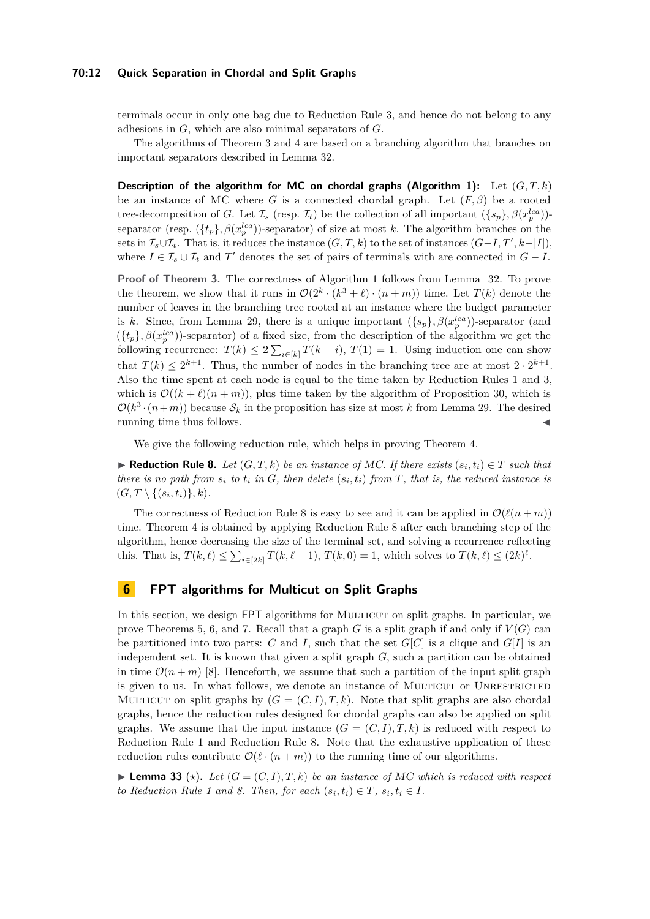terminals occur in only one bag due to Reduction Rule 3, and hence do not belong to any adhesions in $G$, which are also minimal separators of $G$.

The algorithms of Theorem 3 and 4 are based on a branching algorithm that branches on important separators described in Lemma 32.

**Description of the algorithm for MC on chordal graphs (Algorithm 1):** Let $(G, T, k)$ be an instance of MC where $G$ is a connected chordal graph. Let $(F, \beta)$ be a rooted tree-decomposition of $G$. Let $\mathcal{I}_s$ (resp. $\mathcal{I}_t$) be the collection of all important $(\{s_p\}, \beta(x_p^{lca}))$-separator (resp. $(\{t_p\}, \beta(x_p^{lca}))$-separator) of size at most $k$. The algorithm branches on the sets in $\mathcal{I}_s \cup \mathcal{I}_t$. That is, it reduces the instance $(G, T, k)$ to the set of instances $(G - I, T', k - |I|)$, where $I \in \mathcal{I}_s \cup \mathcal{I}_t$ and $T'$ denotes the set of pairs of terminals with are connected in $G - I$.

**Proof of Theorem 3.** The correctness of Algorithm 1 follows from Lemma 32. To prove the theorem, we show that it runs in $\mathcal{O}(2^k \cdot (k^3 + \ell) \cdot (n + m))$ time. Let $T(k)$ denote the number of leaves in the branching tree rooted at an instance where the budget parameter is $k$. Since, from Lemma 29, there is a unique important $(\{s_p\}, \beta(x_p^{lca}))$-separator (and $(\{t_p\}, \beta(x_p^{lca}))$-separator) of a fixed size, from the description of the algorithm we get the following recurrence: $T(k) \leq 2 \sum_{i \in [k]} T(k - i)$, $T(1) = 1$. Using induction one can show that $T(k) \leq 2^{k+1}$. Thus, the number of nodes in the branching tree are at most $2 \cdot 2^{k+1}$. Also the time spent at each node is equal to the time taken by Reduction Rules 1 and 3, which is $\mathcal{O}((k + \ell)(n + m))$, plus time taken by the algorithm of Proposition 30, which is $\mathcal{O}(k^3 \cdot (n + m))$ because $\mathcal{S}_k$ in the proposition has size at most $k$ from Lemma 29. The desired running time thus follows. ◀

We give the following reduction rule, which helps in proving Theorem 4.

▶ **Reduction Rule 8.** *Let $(G, T, k)$ be an instance of MC. If there exists $(s_i, t_i) \in T$ such that there is no path from $s_i$ to $t_i$ in $G$, then delete $(s_i, t_i)$ from $T$, that is, the reduced instance is $(G, T \setminus \{(s_i, t_i)\}, k)$.*

The correctness of Reduction Rule 8 is easy to see and it can be applied in $\mathcal{O}(\ell(n + m))$ time. Theorem 4 is obtained by applying Reduction Rule 8 after each branching step of the algorithm, hence decreasing the size of the terminal set, and solving a recurrence reflecting this. That is, $T(k, \ell) \leq \sum_{i \in [2k]} T(k, \ell - 1)$, $T(k, 0) = 1$, which solves to $T(k, \ell) \leq (2k)^\ell$.

## 6 FPT algorithms for Multicut on Split Graphs

In this section, we design FPT algorithms for Multicut on split graphs. In particular, we prove Theorems 5, 6, and 7. Recall that a graph $G$ is a split graph if and only if $V(G)$ can be partitioned into two parts: $C$ and $I$, such that the set $G[C]$ is a clique and $G[I]$ is an independent set. It is known that given a split graph $G$, such a partition can be obtained in time $\mathcal{O}(n + m)$ [8]. Henceforth, we assume that such a partition of the input split graph is given to us. In what follows, we denote an instance of Multicut or Unrestricted Multicut on split graphs by $(G = (C, I), T, k)$. Note that split graphs are also chordal graphs, hence the reduction rules designed for chordal graphs can also be applied on split graphs. We assume that the input instance $(G = (C, I), T, k)$ is reduced with respect to Reduction Rule 1 and Reduction Rule 8. Note that the exhaustive application of these reduction rules contribute $\mathcal{O}(\ell \cdot (n + m))$ to the running time of our algorithms.

▶ **Lemma 33** ($\star$). *Let $(G = (C, I), T, k)$ be an instance of MC which is reduced with respect to Reduction Rule 1 and 8. Then, for each $(s_i, t_i) \in T$, $s_i, t_i \in I$.*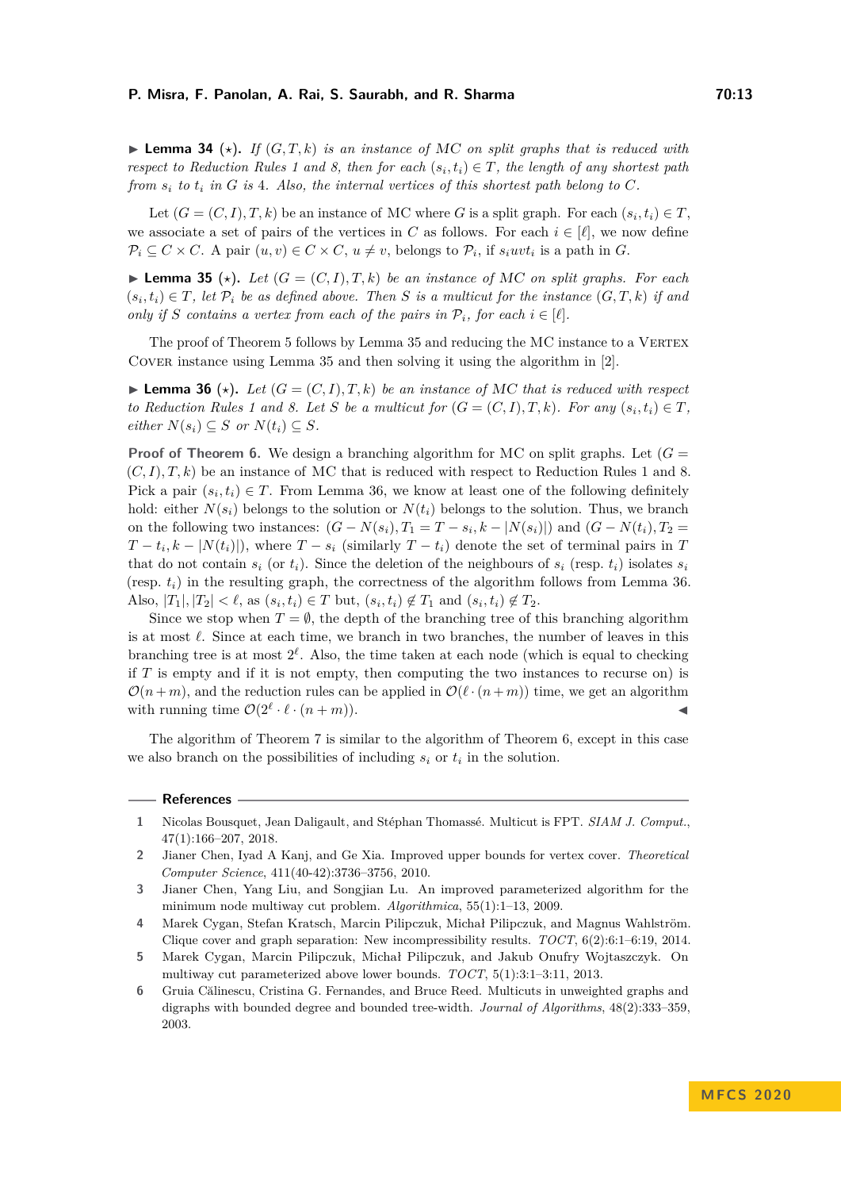▶ **Lemma 34** (⋆). *If $(G, T, k)$ is an instance of MC on split graphs that is reduced with respect to Reduction Rules 1 and 8, then for each $(s_i, t_i) \in T$, the length of any shortest path from $s_i$ to $t_i$ in $G$ is 4. Also, the internal vertices of this shortest path belong to $C$.*

Let $(G = (C, I), T, k)$ be an instance of MC where $G$ is a split graph. For each $(s_i, t_i) \in T$, we associate a set of pairs of the vertices in $C$ as follows. For each $i \in [\ell]$, we now define $\mathcal{P}_i \subseteq C \times C$. A pair $(u, v) \in C \times C$, $u \neq v$, belongs to $\mathcal{P}_i$, if $s_i uvt_i$ is a path in $G$.

▶ **Lemma 35** (⋆). *Let $(G = (C, I), T, k)$ be an instance of MC on split graphs. For each $(s_i, t_i) \in T$, let $\mathcal{P}_i$ be as defined above. Then $S$ is a multicut for the instance $(G, T, k)$ if and only if $S$ contains a vertex from each of the pairs in $\mathcal{P}_i$, for each $i \in [\ell]$.*

The proof of Theorem 5 follows by Lemma 35 and reducing the MC instance to a Vertex Cover instance using Lemma 35 and then solving it using the algorithm in [2].

▶ **Lemma 36** (⋆). *Let $(G = (C, I), T, k)$ be an instance of MC that is reduced with respect to Reduction Rules 1 and 8. Let $S$ be a multicut for $(G = (C, I), T, k)$. For any $(s_i, t_i) \in T$, either $N(s_i) \subseteq S$ or $N(t_i) \subseteq S$.*

**Proof of Theorem 6.** We design a branching algorithm for MC on split graphs. Let $(G = (C, I), T, k)$ be an instance of MC that is reduced with respect to Reduction Rules 1 and 8. Pick a pair $(s_i, t_i) \in T$. From Lemma 36, we know at least one of the following definitely hold: either $N(s_i)$ belongs to the solution or $N(t_i)$ belongs to the solution. Thus, we branch on the following two instances: $(G - N(s_i), T_1 = T - s_i, k - |N(s_i)|)$ and $(G - N(t_i), T_2 = T - t_i, k - |N(t_i)|)$, where $T - s_i$ (similarly $T - t_i$) denote the set of terminal pairs in $T$ that do not contain $s_i$ (or $t_i$). Since the deletion of the neighbours of $s_i$ (resp. $t_i$) isolates $s_i$ (resp. $t_i$) in the resulting graph, the correctness of the algorithm follows from Lemma 36. Also, $|T_1|, |T_2| < \ell$, as $(s_i, t_i) \in T$ but, $(s_i, t_i) \notin T_1$ and $(s_i, t_i) \notin T_2$.

Since we stop when $T = \emptyset$, the depth of the branching tree of this branching algorithm is at most $\ell$. Since at each time, we branch in two branches, the number of leaves in this branching tree is at most $2^\ell$. Also, the time taken at each node (which is equal to checking if $T$ is empty and if it is not empty, then computing the two instances to recurse on) is $\mathcal{O}(n+m)$, and the reduction rules can be applied in $\mathcal{O}(\ell \cdot (n+m))$ time, we get an algorithm with running time $\mathcal{O}(2^\ell \cdot \ell \cdot (n+m))$. ◀

The algorithm of Theorem 7 is similar to the algorithm of Theorem 6, except in this case we also branch on the possibilities of including $s_i$ or $t_i$ in the solution.

## References

1. Nicolas Bousquet, Jean Daligault, and Stéphan Thomassé. Multicut is FPT. *SIAM J. Comput.*, 47(1):166–207, 2018.
2. Jianer Chen, Iyad A Kanj, and Ge Xia. Improved upper bounds for vertex cover. *Theoretical Computer Science*, 411(40-42):3736–3756, 2010.
3. Jianer Chen, Yang Liu, and Songjian Lu. An improved parameterized algorithm for the minimum node multiway cut problem. *Algorithmica*, 55(1):1–13, 2009.
4. Marek Cygan, Stefan Kratsch, Marcin Pilipczuk, Michał Pilipczuk, and Magnus Wahlström. Clique cover and graph separation: New incompressibility results. *TOCT*, 6(2):6:1–6:19, 2014.
5. Marek Cygan, Marcin Pilipczuk, Michał Pilipczuk, and Jakub Onufry Wojtaszczyk. On multiway cut parameterized above lower bounds. *TOCT*, 5(1):3:1–3:11, 2013.
6. Gruia Călinescu, Cristina G. Fernandes, and Bruce Reed. Multicuts in unweighted graphs and digraphs with bounded degree and bounded tree-width. *Journal of Algorithms*, 48(2):333–359, 2003.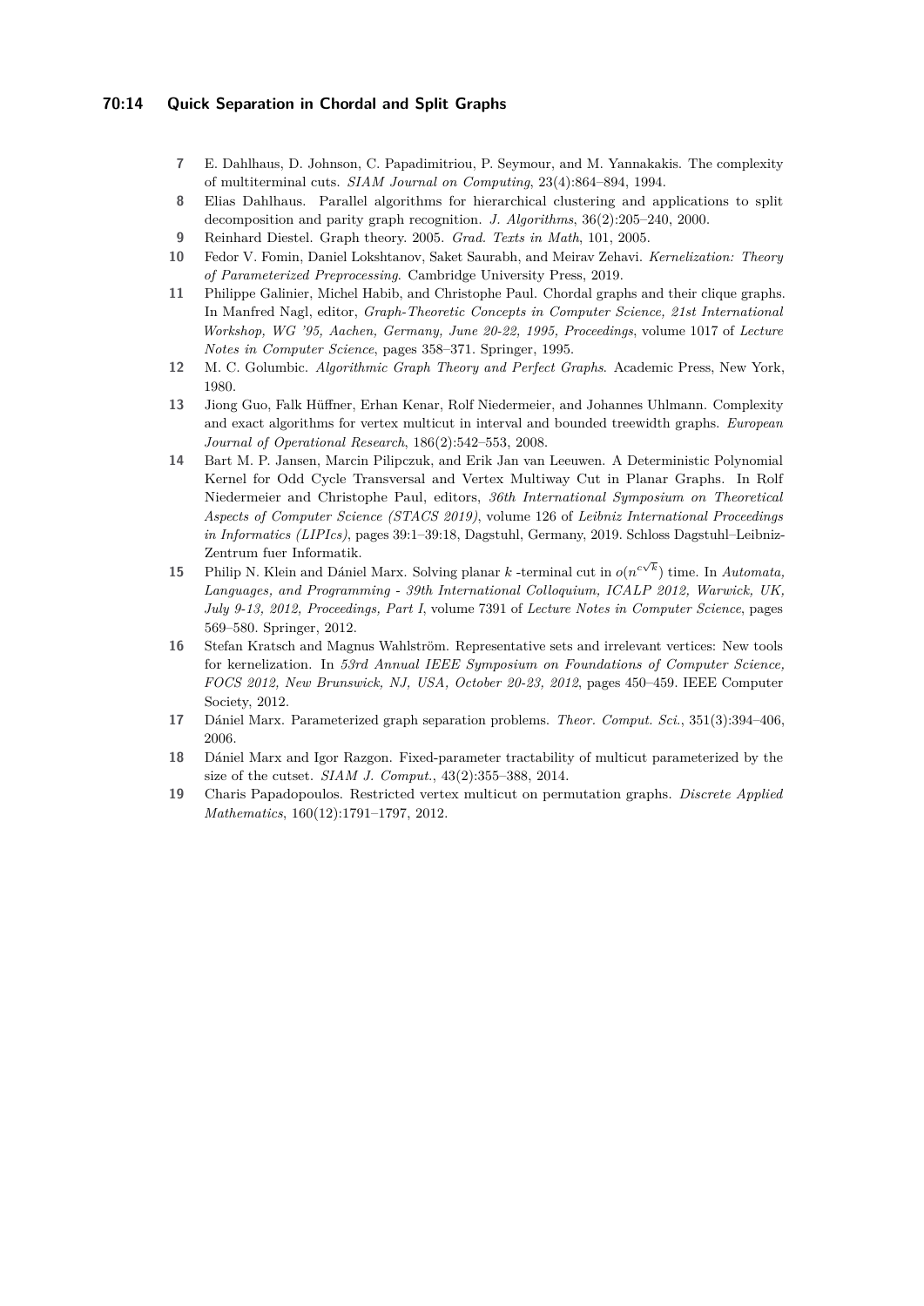7 E. Dahlhaus, D. Johnson, C. Papadimitriou, P. Seymour, and M. Yannakakis. The complexity of multiterminal cuts. *SIAM Journal on Computing*, 23(4):864–894, 1994.

8 Elias Dahlhaus. Parallel algorithms for hierarchical clustering and applications to split decomposition and parity graph recognition. *J. Algorithms*, 36(2):205–240, 2000.

9 Reinhard Diestel. Graph theory. 2005. *Grad. Texts in Math*, 101, 2005.

10 Fedor V. Fomin, Daniel Lokshtanov, Saket Saurabh, and Meirav Zehavi. *Kernelization: Theory of Parameterized Preprocessing*. Cambridge University Press, 2019.

11 Philippe Galinier, Michel Habib, and Christophe Paul. Chordal graphs and their clique graphs. In Manfred Nagl, editor, *Graph-Theoretic Concepts in Computer Science, 21st International Workshop, WG '95, Aachen, Germany, June 20-22, 1995, Proceedings*, volume 1017 of *Lecture Notes in Computer Science*, pages 358–371. Springer, 1995.

12 M. C. Golumbic. *Algorithmic Graph Theory and Perfect Graphs*. Academic Press, New York, 1980.

13 Jiong Guo, Falk Hüffner, Erhan Kenar, Rolf Niedermeier, and Johannes Uhlmann. Complexity and exact algorithms for vertex multicut in interval and bounded treewidth graphs. *European Journal of Operational Research*, 186(2):542–553, 2008.

14 Bart M. P. Jansen, Marcin Pilipczuk, and Erik Jan van Leeuwen. A Deterministic Polynomial Kernel for Odd Cycle Transversal and Vertex Multiway Cut in Planar Graphs. In Rolf Niedermeier and Christophe Paul, editors, *36th International Symposium on Theoretical Aspects of Computer Science (STACS 2019)*, volume 126 of *Leibniz International Proceedings in Informatics (LIPIcs)*, pages 39:1–39:18, Dagstuhl, Germany, 2019. Schloss Dagstuhl–Leibniz-Zentrum fuer Informatik.

15 Philip N. Klein and Dániel Marx. Solving planar $k$ -terminal cut in $o(n^{c\sqrt{k}})$ time. In *Automata, Languages, and Programming - 39th International Colloquium, ICALP 2012, Warwick, UK, July 9-13, 2012, Proceedings, Part I*, volume 7391 of *Lecture Notes in Computer Science*, pages 569–580. Springer, 2012.

16 Stefan Kratsch and Magnus Wahlström. Representative sets and irrelevant vertices: New tools for kernelization. In *53rd Annual IEEE Symposium on Foundations of Computer Science, FOCS 2012, New Brunswick, NJ, USA, October 20-23, 2012*, pages 450–459. IEEE Computer Society, 2012.

17 Dániel Marx. Parameterized graph separation problems. *Theor. Comput. Sci.*, 351(3):394–406, 2006.

18 Dániel Marx and Igor Razgon. Fixed-parameter tractability of multicut parameterized by the size of the cutset. *SIAM J. Comput.*, 43(2):355–388, 2014.

19 Charis Papadopoulos. Restricted vertex multicut on permutation graphs. *Discrete Applied Mathematics*, 160(12):1791–1797, 2012.